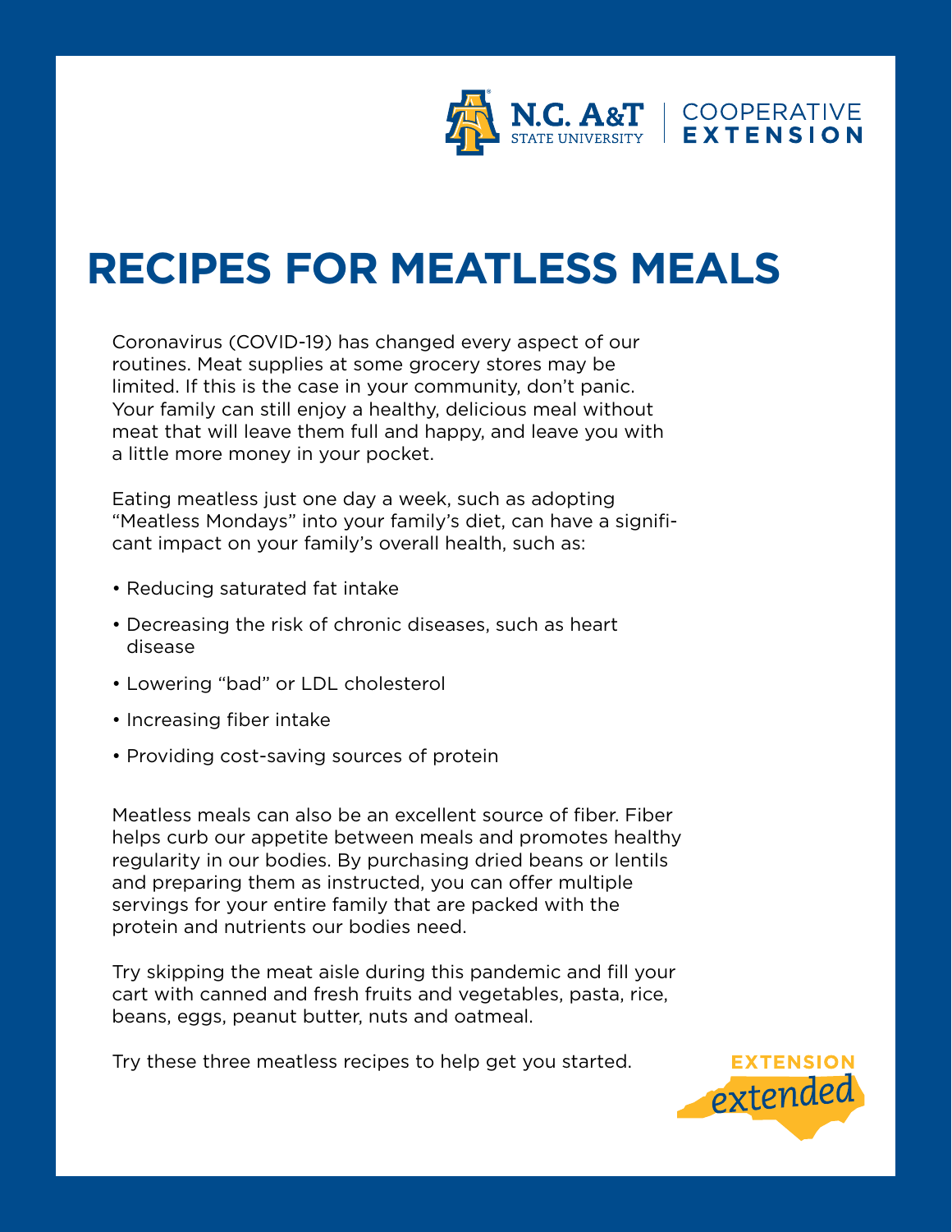N.C. A&T STATE UNIVERSITY | COOPERATIVE EXTENSION

# RECIPES FOR MEATLESS MEALS

Coronavirus (COVID-19) has changed every aspect of our routines. Meat supplies at some grocery stores may be limited. If this is the case in your community, don't panic. Your family can still enjoy a healthy, delicious meal without meat that will leave them full and happy, and leave you with a little more money in your pocket.

Eating meatless just one day a week, such as adopting "Meatless Mondays" into your family's diet, can have a significant impact on your family's overall health, such as:

- Reducing saturated fat intake
- Decreasing the risk of chronic diseases, such as heart disease
- Lowering "bad" or LDL cholesterol
- Increasing fiber intake
- Providing cost-saving sources of protein

Meatless meals can also be an excellent source of fiber. Fiber helps curb our appetite between meals and promotes healthy regularity in our bodies. By purchasing dried beans or lentils and preparing them as instructed, you can offer multiple servings for your entire family that are packed with the protein and nutrients our bodies need.

Try skipping the meat aisle during this pandemic and fill your cart with canned and fresh fruits and vegetables, pasta, rice, beans, eggs, peanut butter, nuts and oatmeal.

Try these three meatless recipes to help get you started.

EXTENSION *extended*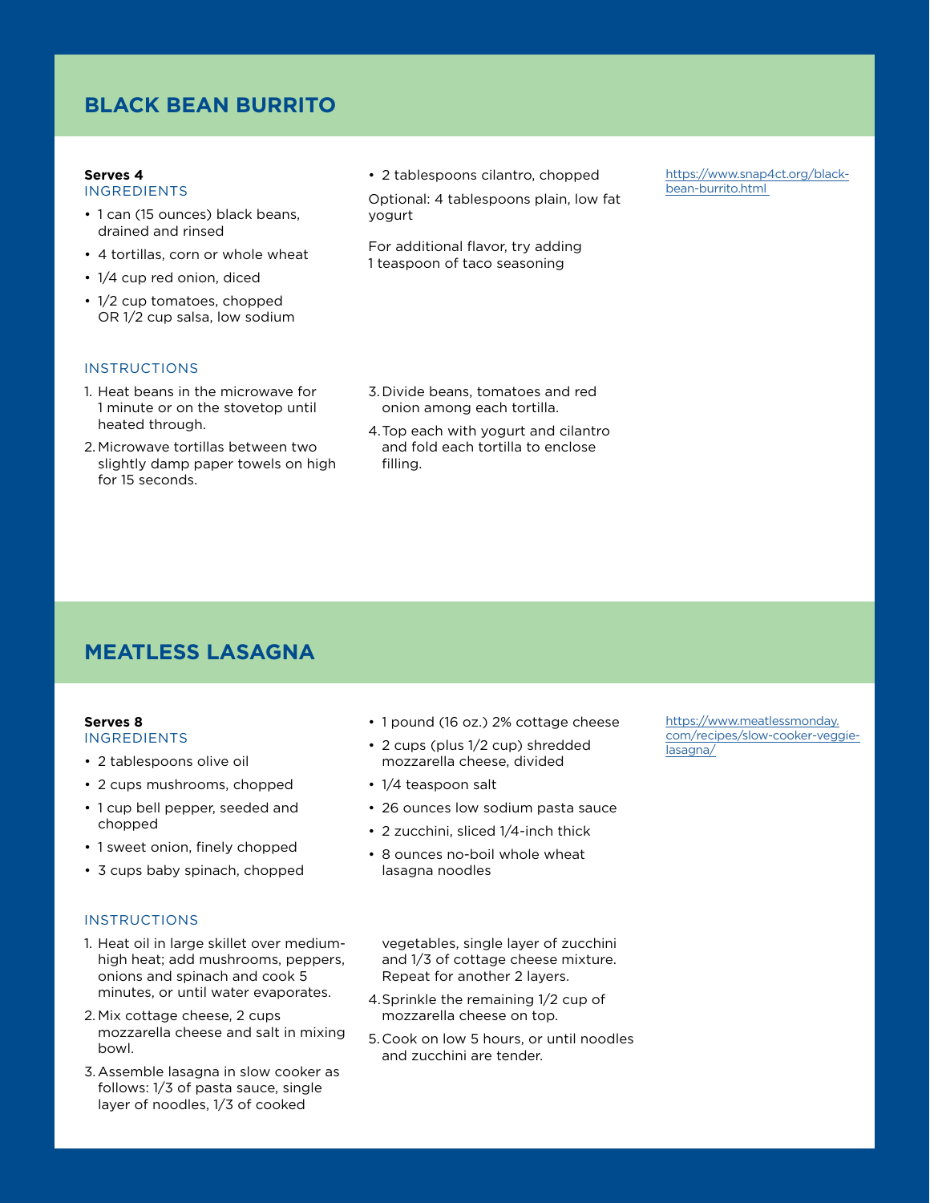## BLACK BEAN BURRITO

**Serves 4**

### INGREDIENTS

- 1 can (15 ounces) black beans, drained and rinsed
- 4 tortillas, corn or whole wheat
- 1/4 cup red onion, diced
- 1/2 cup tomatoes, chopped OR 1/2 cup salsa, low sodium
- 2 tablespoons cilantro, chopped

Optional: 4 tablespoons plain, low fat yogurt

For additional flavor, try adding 1 teaspoon of taco seasoning

https://www.snap4ct.org/black-bean-burrito.html

### INSTRUCTIONS

1. Heat beans in the microwave for 1 minute or on the stovetop until heated through.
2. Microwave tortillas between two slightly damp paper towels on high for 15 seconds.
3. Divide beans, tomatoes and red onion among each tortilla.
4. Top each with yogurt and cilantro and fold each tortilla to enclose filling.

## MEATLESS LASAGNA

**Serves 8**

### INGREDIENTS

- 2 tablespoons olive oil
- 2 cups mushrooms, chopped
- 1 cup bell pepper, seeded and chopped
- 1 sweet onion, finely chopped
- 3 cups baby spinach, chopped
- 1 pound (16 oz.) 2% cottage cheese
- 2 cups (plus 1/2 cup) shredded mozzarella cheese, divided
- 1/4 teaspoon salt
- 26 ounces low sodium pasta sauce
- 2 zucchini, sliced 1/4-inch thick
- 8 ounces no-boil whole wheat lasagna noodles

https://www.meatlessmonday.com/recipes/slow-cooker-veggie-lasagna/

### INSTRUCTIONS

1. Heat oil in large skillet over medium-high heat; add mushrooms, peppers, onions and spinach and cook 5 minutes, or until water evaporates.
2. Mix cottage cheese, 2 cups mozzarella cheese and salt in mixing bowl.
3. Assemble lasagna in slow cooker as follows: 1/3 of pasta sauce, single layer of noodles, 1/3 of cooked vegetables, single layer of zucchini and 1/3 of cottage cheese mixture. Repeat for another 2 layers.
4. Sprinkle the remaining 1/2 cup of mozzarella cheese on top.
5. Cook on low 5 hours, or until noodles and zucchini are tender.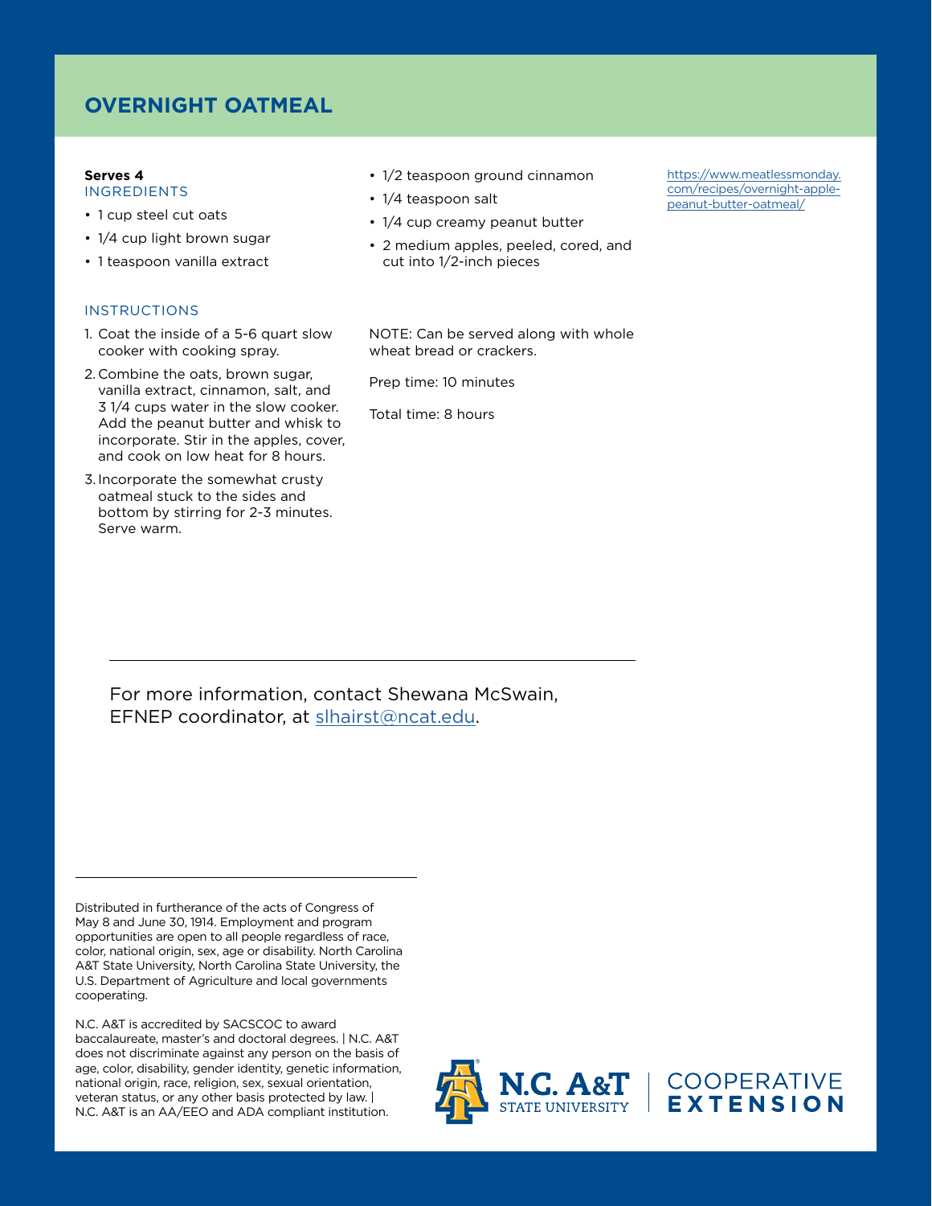## OVERNIGHT OATMEAL

**Serves 4**

INGREDIENTS

- 1 cup steel cut oats
- 1/4 cup light brown sugar
- 1 teaspoon vanilla extract
- 1/2 teaspoon ground cinnamon
- 1/4 teaspoon salt
- 1/4 cup creamy peanut butter
- 2 medium apples, peeled, cored, and cut into 1/2-inch pieces

https://www.meatlessmonday.com/recipes/overnight-apple-peanut-butter-oatmeal/

INSTRUCTIONS

1. Coat the inside of a 5-6 quart slow cooker with cooking spray.
2. Combine the oats, brown sugar, vanilla extract, cinnamon, salt, and 3 1/4 cups water in the slow cooker. Add the peanut butter and whisk to incorporate. Stir in the apples, cover, and cook on low heat for 8 hours.
3. Incorporate the somewhat crusty oatmeal stuck to the sides and bottom by stirring for 2-3 minutes. Serve warm.

NOTE: Can be served along with whole wheat bread or crackers.

Prep time: 10 minutes

Total time: 8 hours

---

For more information, contact Shewana McSwain, EFNEP coordinator, at slhairst@ncat.edu.

---

Distributed in furtherance of the acts of Congress of May 8 and June 30, 1914. Employment and program opportunities are open to all people regardless of race, color, national origin, sex, age or disability. North Carolina A&T State University, North Carolina State University, the U.S. Department of Agriculture and local governments cooperating.

N.C. A&T is accredited by SACSCOC to award baccalaureate, master's and doctoral degrees. | N.C. A&T does not discriminate against any person on the basis of age, color, disability, gender identity, genetic information, national origin, race, religion, sex, sexual orientation, veteran status, or any other basis protected by law. | N.C. A&T is an AA/EEO and ADA compliant institution.

N.C. A&T STATE UNIVERSITY | COOPERATIVE EXTENSION